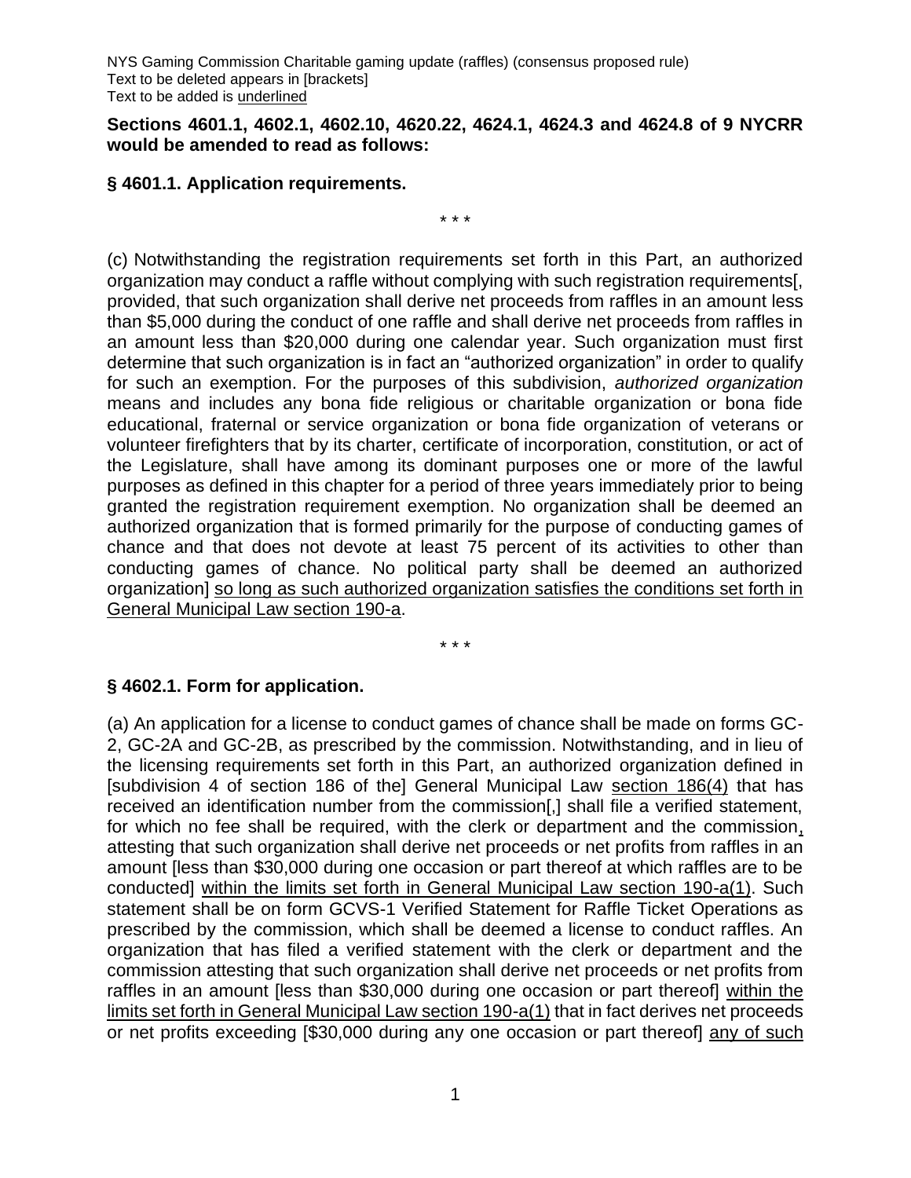NYS Gaming Commission Charitable gaming update (raffles) (consensus proposed rule)
Text to be deleted appears in [brackets]
Text to be added is <u>underlined</u>

**Sections 4601.1, 4602.1, 4602.10, 4620.22, 4624.1, 4624.3 and 4624.8 of 9 NYCRR would be amended to read as follows:**

**§ 4601.1. Application requirements.**

\* \* \*

(c) Notwithstanding the registration requirements set forth in this Part, an authorized organization may conduct a raffle without complying with such registration requirements[, provided, that such organization shall derive net proceeds from raffles in an amount less than $5,000 during the conduct of one raffle and shall derive net proceeds from raffles in an amount less than $20,000 during one calendar year. Such organization must first determine that such organization is in fact an "authorized organization" in order to qualify for such an exemption. For the purposes of this subdivision, *authorized organization* means and includes any bona fide religious or charitable organization or bona fide educational, fraternal or service organization or bona fide organization of veterans or volunteer firefighters that by its charter, certificate of incorporation, constitution, or act of the Legislature, shall have among its dominant purposes one or more of the lawful purposes as defined in this chapter for a period of three years immediately prior to being granted the registration requirement exemption. No organization shall be deemed an authorized organization that is formed primarily for the purpose of conducting games of chance and that does not devote at least 75 percent of its activities to other than conducting games of chance. No political party shall be deemed an authorized organization] <u>so long as such authorized organization satisfies the conditions set forth in General Municipal Law section 190-a</u>.

\* \* \*

**§ 4602.1. Form for application.**

(a) An application for a license to conduct games of chance shall be made on forms GC-2, GC-2A and GC-2B, as prescribed by the commission. Notwithstanding, and in lieu of the licensing requirements set forth in this Part, an authorized organization defined in [subdivision 4 of section 186 of the] General Municipal Law <u>section 186(4)</u> that has received an identification number from the commission[,] shall file a verified statement, for which no fee shall be required, with the clerk or department and the commission<u>,</u> attesting that such organization shall derive net proceeds or net profits from raffles in an amount [less than $30,000 during one occasion or part thereof at which raffles are to be conducted] <u>within the limits set forth in General Municipal Law section 190-a(1)</u>. Such statement shall be on form GCVS-1 Verified Statement for Raffle Ticket Operations as prescribed by the commission, which shall be deemed a license to conduct raffles. An organization that has filed a verified statement with the clerk or department and the commission attesting that such organization shall derive net proceeds or net profits from raffles in an amount [less than $30,000 during one occasion or part thereof] <u>within the limits set forth in General Municipal Law section 190-a(1)</u> that in fact derives net proceeds or net profits exceeding [$30,000 during any one occasion or part thereof] <u>any of such</u>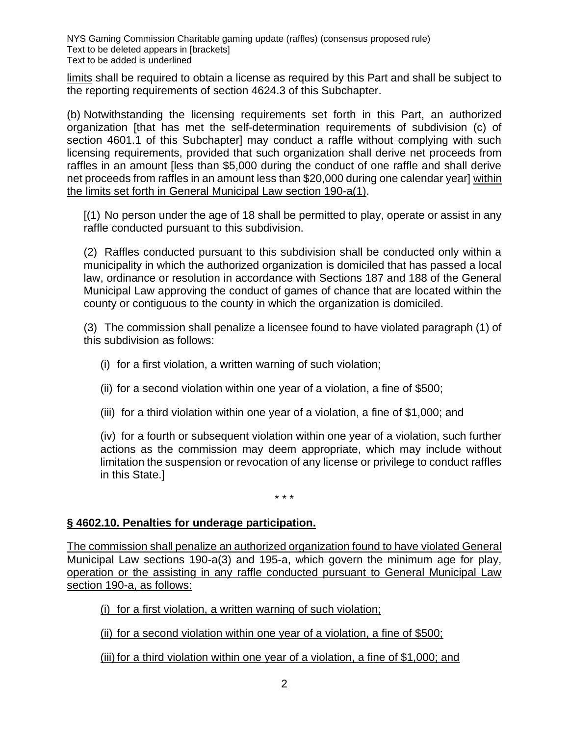limits shall be required to obtain a license as required by this Part and shall be subject to the reporting requirements of section 4624.3 of this Subchapter.

(b) Notwithstanding the licensing requirements set forth in this Part, an authorized organization [that has met the self-determination requirements of subdivision (c) of section 4601.1 of this Subchapter] may conduct a raffle without complying with such licensing requirements, provided that such organization shall derive net proceeds from raffles in an amount [less than $5,000 during the conduct of one raffle and shall derive net proceeds from raffles in an amount less than $20,000 during one calendar year] within the limits set forth in General Municipal Law section 190-a(1).

[(1) No person under the age of 18 shall be permitted to play, operate or assist in any raffle conducted pursuant to this subdivision.

(2) Raffles conducted pursuant to this subdivision shall be conducted only within a municipality in which the authorized organization is domiciled that has passed a local law, ordinance or resolution in accordance with Sections 187 and 188 of the General Municipal Law approving the conduct of games of chance that are located within the county or contiguous to the county in which the organization is domiciled.

(3) The commission shall penalize a licensee found to have violated paragraph (1) of this subdivision as follows:

(i) for a first violation, a written warning of such violation;

(ii) for a second violation within one year of a violation, a fine of $500;

(iii) for a third violation within one year of a violation, a fine of $1,000; and

(iv) for a fourth or subsequent violation within one year of a violation, such further actions as the commission may deem appropriate, which may include without limitation the suspension or revocation of any license or privilege to conduct raffles in this State.]

\* \* \*

**§ 4602.10. Penalties for underage participation.**

The commission shall penalize an authorized organization found to have violated General Municipal Law sections 190-a(3) and 195-a, which govern the minimum age for play, operation or the assisting in any raffle conducted pursuant to General Municipal Law section 190-a, as follows:

(i) for a first violation, a written warning of such violation;

(ii) for a second violation within one year of a violation, a fine of $500;

(iii) for a third violation within one year of a violation, a fine of $1,000; and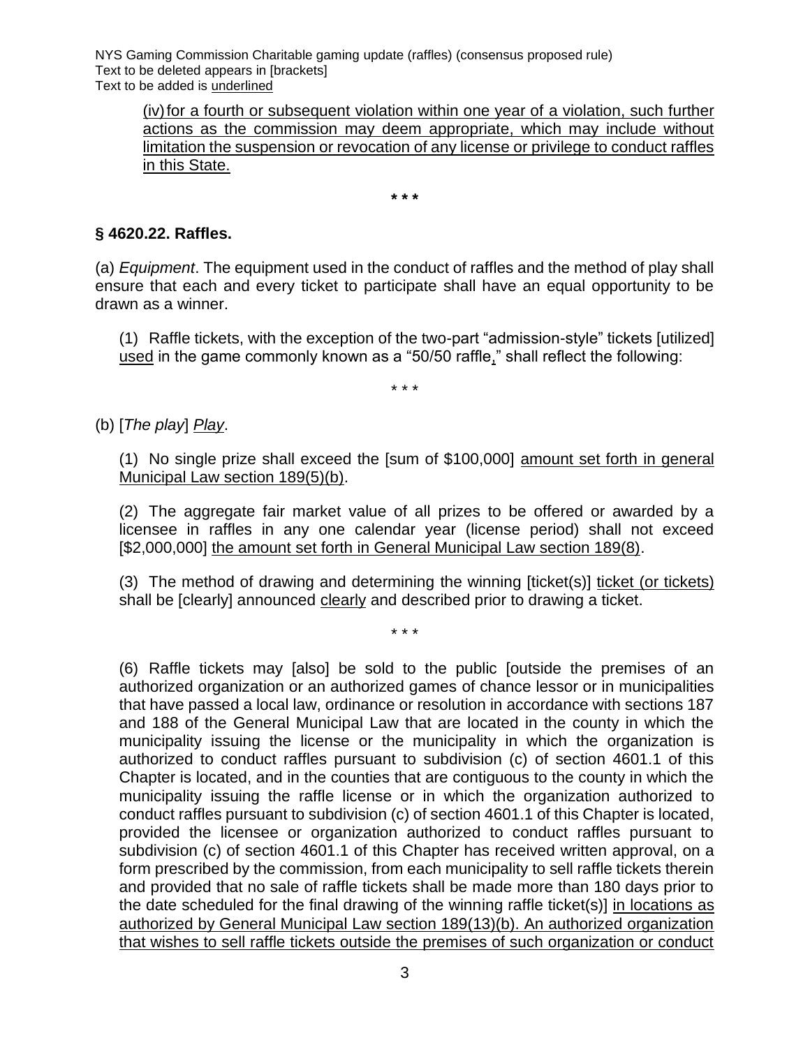<u>(iv) for a fourth or subsequent violation within one year of a violation, such further actions as the commission may deem appropriate, which may include without limitation the suspension or revocation of any license or privilege to conduct raffles in this State.</u>

**\* \* \***

### § 4620.22. Raffles.

(a) *Equipment*. The equipment used in the conduct of raffles and the method of play shall ensure that each and every ticket to participate shall have an equal opportunity to be drawn as a winner.

(1) Raffle tickets, with the exception of the two-part "admission-style" tickets [utilized] <u>used</u> in the game commonly known as a "50/50 raffle<u>,</u>" shall reflect the following:

\* \* \*

(b) [*The play*] <u>*Play*</u>.

(1) No single prize shall exceed the [sum of $100,000] <u>amount set forth in general Municipal Law section 189(5)(b)</u>.

(2) The aggregate fair market value of all prizes to be offered or awarded by a licensee in raffles in any one calendar year (license period) shall not exceed [$2,000,000] <u>the amount set forth in General Municipal Law section 189(8)</u>.

(3) The method of drawing and determining the winning [ticket(s)] <u>ticket (or tickets)</u> shall be [clearly] announced <u>clearly</u> and described prior to drawing a ticket.

\* \* \*

(6) Raffle tickets may [also] be sold to the public [outside the premises of an authorized organization or an authorized games of chance lessor or in municipalities that have passed a local law, ordinance or resolution in accordance with sections 187 and 188 of the General Municipal Law that are located in the county in which the municipality issuing the license or the municipality in which the organization is authorized to conduct raffles pursuant to subdivision (c) of section 4601.1 of this Chapter is located, and in the counties that are contiguous to the county in which the municipality issuing the raffle license or in which the organization authorized to conduct raffles pursuant to subdivision (c) of section 4601.1 of this Chapter is located, provided the licensee or organization authorized to conduct raffles pursuant to subdivision (c) of section 4601.1 of this Chapter has received written approval, on a form prescribed by the commission, from each municipality to sell raffle tickets therein and provided that no sale of raffle tickets shall be made more than 180 days prior to the date scheduled for the final drawing of the winning raffle ticket(s)] <u>in locations as authorized by General Municipal Law section 189(13)(b). An authorized organization that wishes to sell raffle tickets outside the premises of such organization or conduct</u>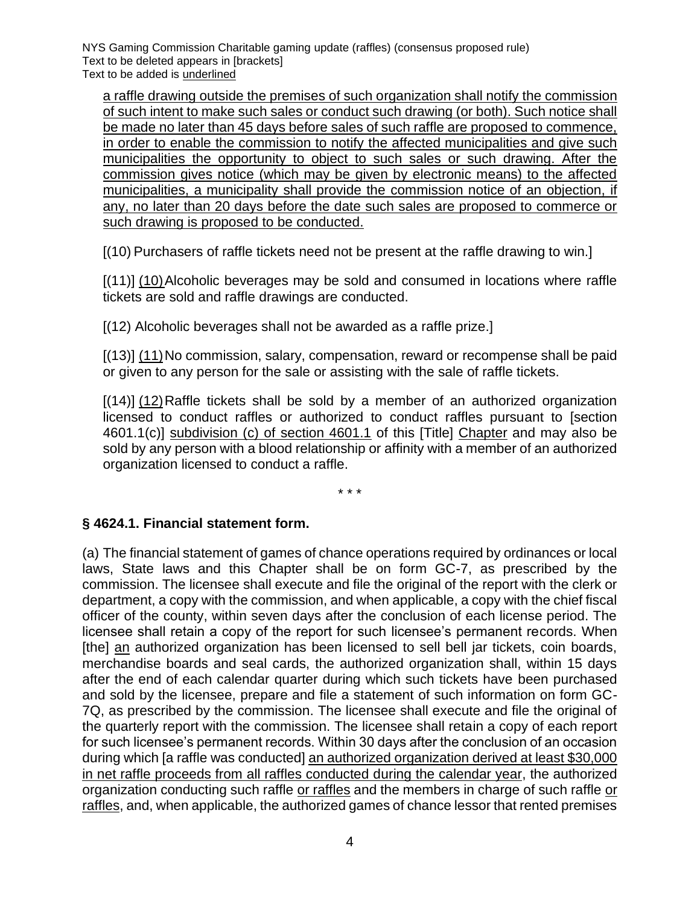<u>a raffle drawing outside the premises of such organization shall notify the commission of such intent to make such sales or conduct such drawing (or both). Such notice shall be made no later than 45 days before sales of such raffle are proposed to commence, in order to enable the commission to notify the affected municipalities and give such municipalities the opportunity to object to such sales or such drawing. After the commission gives notice (which may be given by electronic means) to the affected municipalities, a municipality shall provide the commission notice of an objection, if any, no later than 20 days before the date such sales are proposed to commerce or such drawing is proposed to be conducted.</u>

[(10) Purchasers of raffle tickets need not be present at the raffle drawing to win.]

[(11)] <u>(10)</u> Alcoholic beverages may be sold and consumed in locations where raffle tickets are sold and raffle drawings are conducted.

[(12) Alcoholic beverages shall not be awarded as a raffle prize.]

[(13)] <u>(11)</u> No commission, salary, compensation, reward or recompense shall be paid or given to any person for the sale or assisting with the sale of raffle tickets.

[(14)] <u>(12)</u> Raffle tickets shall be sold by a member of an authorized organization licensed to conduct raffles or authorized to conduct raffles pursuant to [section 4601.1(c)] <u>subdivision (c) of section 4601.1</u> of this [Title] <u>Chapter</u> and may also be sold by any person with a blood relationship or affinity with a member of an authorized organization licensed to conduct a raffle.

\* \* \*

### § 4624.1. Financial statement form.

(a) The financial statement of games of chance operations required by ordinances or local laws, State laws and this Chapter shall be on form GC-7, as prescribed by the commission. The licensee shall execute and file the original of the report with the clerk or department, a copy with the commission, and when applicable, a copy with the chief fiscal officer of the county, within seven days after the conclusion of each license period. The licensee shall retain a copy of the report for such licensee's permanent records. When [the] <u>an</u> authorized organization has been licensed to sell bell jar tickets, coin boards, merchandise boards and seal cards, the authorized organization shall, within 15 days after the end of each calendar quarter during which such tickets have been purchased and sold by the licensee, prepare and file a statement of such information on form GC-7Q, as prescribed by the commission. The licensee shall execute and file the original of the quarterly report with the commission. The licensee shall retain a copy of each report for such licensee's permanent records. Within 30 days after the conclusion of an occasion during which [a raffle was conducted] <u>an authorized organization derived at least $30,000 in net raffle proceeds from all raffles conducted during the calendar year</u>, the authorized organization conducting such raffle <u>or raffles</u> and the members in charge of such raffle <u>or raffles</u>, and, when applicable, the authorized games of chance lessor that rented premises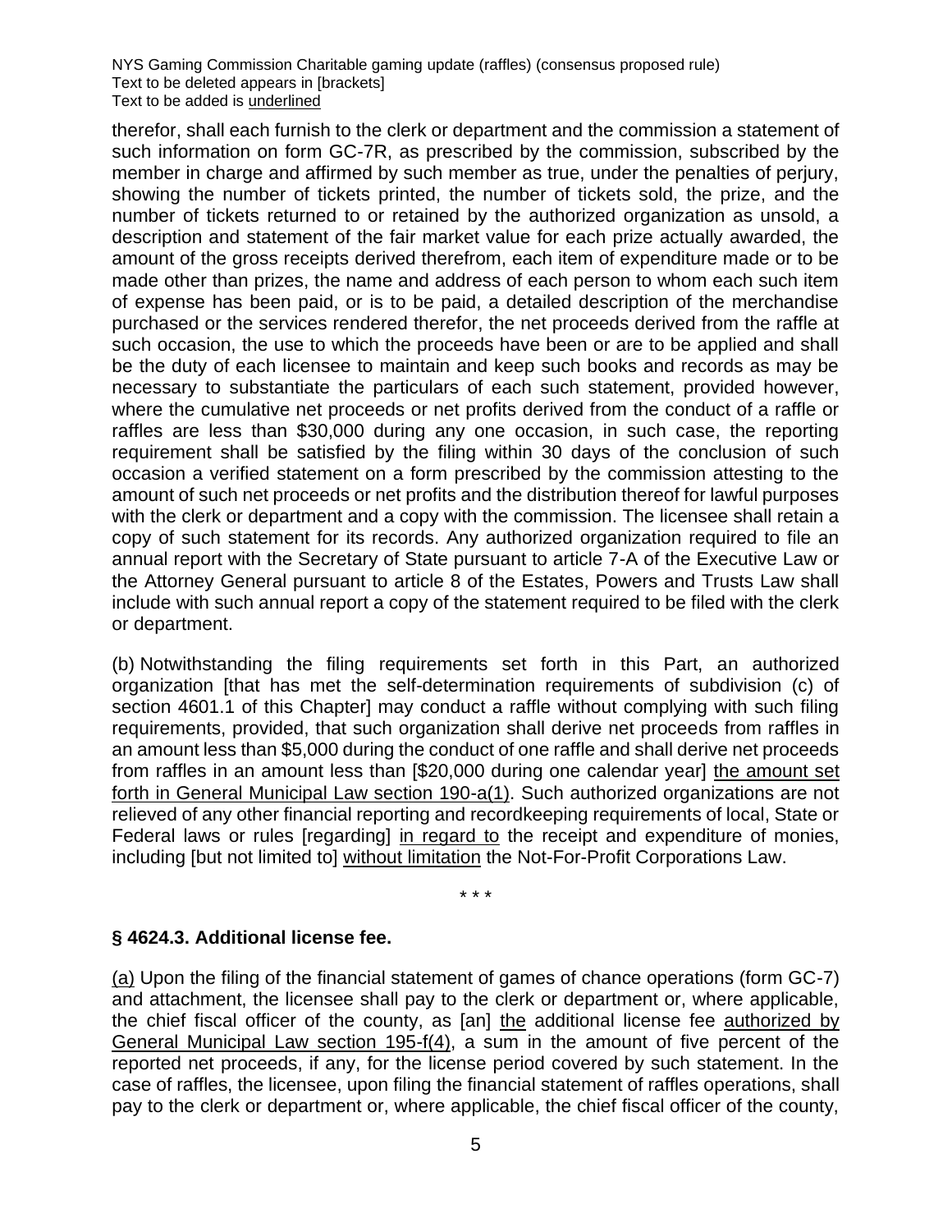therefor, shall each furnish to the clerk or department and the commission a statement of such information on form GC-7R, as prescribed by the commission, subscribed by the member in charge and affirmed by such member as true, under the penalties of perjury, showing the number of tickets printed, the number of tickets sold, the prize, and the number of tickets returned to or retained by the authorized organization as unsold, a description and statement of the fair market value for each prize actually awarded, the amount of the gross receipts derived therefrom, each item of expenditure made or to be made other than prizes, the name and address of each person to whom each such item of expense has been paid, or is to be paid, a detailed description of the merchandise purchased or the services rendered therefor, the net proceeds derived from the raffle at such occasion, the use to which the proceeds have been or are to be applied and shall be the duty of each licensee to maintain and keep such books and records as may be necessary to substantiate the particulars of each such statement, provided however, where the cumulative net proceeds or net profits derived from the conduct of a raffle or raffles are less than $30,000 during any one occasion, in such case, the reporting requirement shall be satisfied by the filing within 30 days of the conclusion of such occasion a verified statement on a form prescribed by the commission attesting to the amount of such net proceeds or net profits and the distribution thereof for lawful purposes with the clerk or department and a copy with the commission. The licensee shall retain a copy of such statement for its records. Any authorized organization required to file an annual report with the Secretary of State pursuant to article 7-A of the Executive Law or the Attorney General pursuant to article 8 of the Estates, Powers and Trusts Law shall include with such annual report a copy of the statement required to be filed with the clerk or department.

(b) Notwithstanding the filing requirements set forth in this Part, an authorized organization [that has met the self-determination requirements of subdivision (c) of section 4601.1 of this Chapter] may conduct a raffle without complying with such filing requirements, provided, that such organization shall derive net proceeds from raffles in an amount less than $5,000 during the conduct of one raffle and shall derive net proceeds from raffles in an amount less than [$20,000 during one calendar year] <u>the amount set forth in General Municipal Law section 190-a(1)</u>. Such authorized organizations are not relieved of any other financial reporting and recordkeeping requirements of local, State or Federal laws or rules [regarding] <u>in regard to</u> the receipt and expenditure of monies, including [but not limited to] <u>without limitation</u> the Not-For-Profit Corporations Law.

\* \* \*

### § 4624.3. Additional license fee.

<u>(a)</u> Upon the filing of the financial statement of games of chance operations (form GC-7) and attachment, the licensee shall pay to the clerk or department or, where applicable, the chief fiscal officer of the county, as [an] <u>the</u> additional license fee <u>authorized by General Municipal Law section 195-f(4)</u>, a sum in the amount of five percent of the reported net proceeds, if any, for the license period covered by such statement. In the case of raffles, the licensee, upon filing the financial statement of raffles operations, shall pay to the clerk or department or, where applicable, the chief fiscal officer of the county,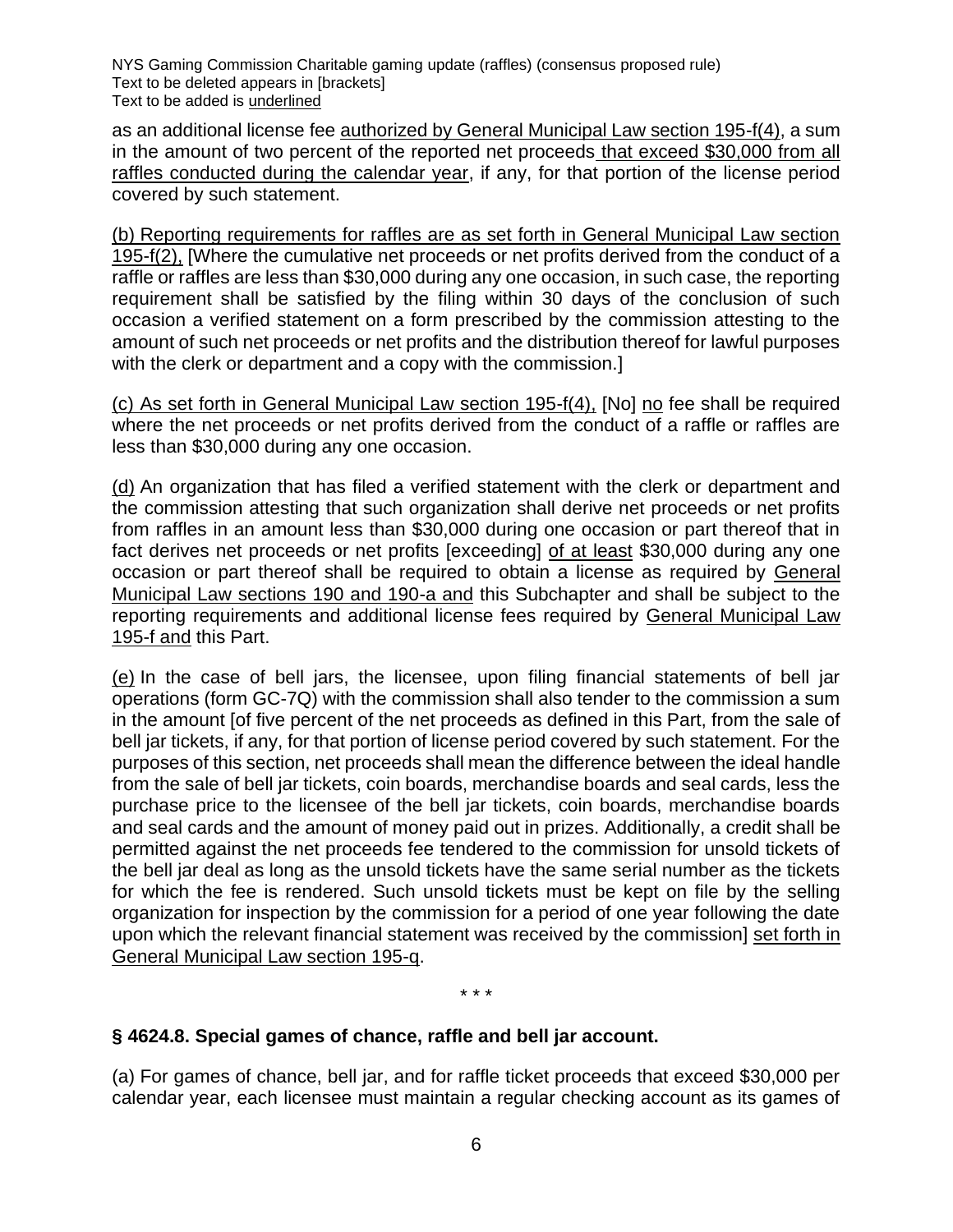as an additional license fee <u>authorized by General Municipal Law section 195-f(4)</u>, a sum in the amount of two percent of the reported net proceeds<u> that exceed $30,000 from all raffles conducted during the calendar year</u>, if any, for that portion of the license period covered by such statement.

<u>(b) Reporting requirements for raffles are as set forth in General Municipal Law section 195-f(2),</u> [Where the cumulative net proceeds or net profits derived from the conduct of a raffle or raffles are less than $30,000 during any one occasion, in such case, the reporting requirement shall be satisfied by the filing within 30 days of the conclusion of such occasion a verified statement on a form prescribed by the commission attesting to the amount of such net proceeds or net profits and the distribution thereof for lawful purposes with the clerk or department and a copy with the commission.]

<u>(c) As set forth in General Municipal Law section 195-f(4),</u> [No] <u>no</u> fee shall be required where the net proceeds or net profits derived from the conduct of a raffle or raffles are less than $30,000 during any one occasion.

<u>(d)</u> An organization that has filed a verified statement with the clerk or department and the commission attesting that such organization shall derive net proceeds or net profits from raffles in an amount less than $30,000 during one occasion or part thereof that in fact derives net proceeds or net profits [exceeding] <u>of at least</u> $30,000 during any one occasion or part thereof shall be required to obtain a license as required by <u>General Municipal Law sections 190 and 190-a and</u> this Subchapter and shall be subject to the reporting requirements and additional license fees required by <u>General Municipal Law 195-f and</u> this Part.

<u>(e)</u> In the case of bell jars, the licensee, upon filing financial statements of bell jar operations (form GC-7Q) with the commission shall also tender to the commission a sum in the amount [of five percent of the net proceeds as defined in this Part, from the sale of bell jar tickets, if any, for that portion of license period covered by such statement. For the purposes of this section, net proceeds shall mean the difference between the ideal handle from the sale of bell jar tickets, coin boards, merchandise boards and seal cards, less the purchase price to the licensee of the bell jar tickets, coin boards, merchandise boards and seal cards and the amount of money paid out in prizes. Additionally, a credit shall be permitted against the net proceeds fee tendered to the commission for unsold tickets of the bell jar deal as long as the unsold tickets have the same serial number as the tickets for which the fee is rendered. Such unsold tickets must be kept on file by the selling organization for inspection by the commission for a period of one year following the date upon which the relevant financial statement was received by the commission] <u>set forth in General Municipal Law section 195-q</u>.

\* \* \*

### § 4624.8. Special games of chance, raffle and bell jar account.

(a) For games of chance, bell jar, and for raffle ticket proceeds that exceed $30,000 per calendar year, each licensee must maintain a regular checking account as its games of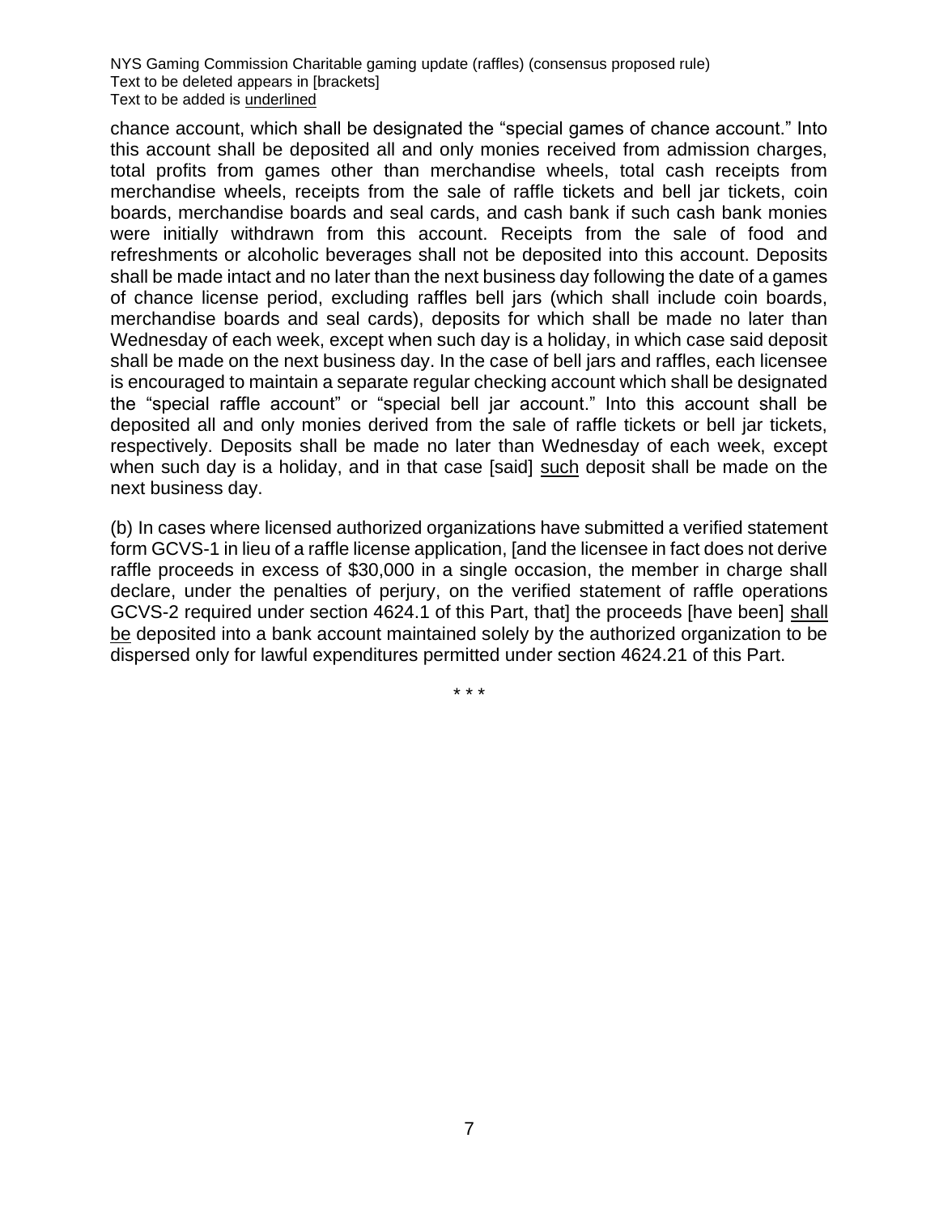chance account, which shall be designated the "special games of chance account." Into this account shall be deposited all and only monies received from admission charges, total profits from games other than merchandise wheels, total cash receipts from merchandise wheels, receipts from the sale of raffle tickets and bell jar tickets, coin boards, merchandise boards and seal cards, and cash bank if such cash bank monies were initially withdrawn from this account. Receipts from the sale of food and refreshments or alcoholic beverages shall not be deposited into this account. Deposits shall be made intact and no later than the next business day following the date of a games of chance license period, excluding raffles bell jars (which shall include coin boards, merchandise boards and seal cards), deposits for which shall be made no later than Wednesday of each week, except when such day is a holiday, in which case said deposit shall be made on the next business day. In the case of bell jars and raffles, each licensee is encouraged to maintain a separate regular checking account which shall be designated the "special raffle account" or "special bell jar account." Into this account shall be deposited all and only monies derived from the sale of raffle tickets or bell jar tickets, respectively. Deposits shall be made no later than Wednesday of each week, except when such day is a holiday, and in that case [said] <u>such</u> deposit shall be made on the next business day.

(b) In cases where licensed authorized organizations have submitted a verified statement form GCVS-1 in lieu of a raffle license application, [and the licensee in fact does not derive raffle proceeds in excess of $30,000 in a single occasion, the member in charge shall declare, under the penalties of perjury, on the verified statement of raffle operations GCVS-2 required under section 4624.1 of this Part, that] the proceeds [have been] <u>shall be</u> deposited into a bank account maintained solely by the authorized organization to be dispersed only for lawful expenditures permitted under section 4624.21 of this Part.

\* \* \*